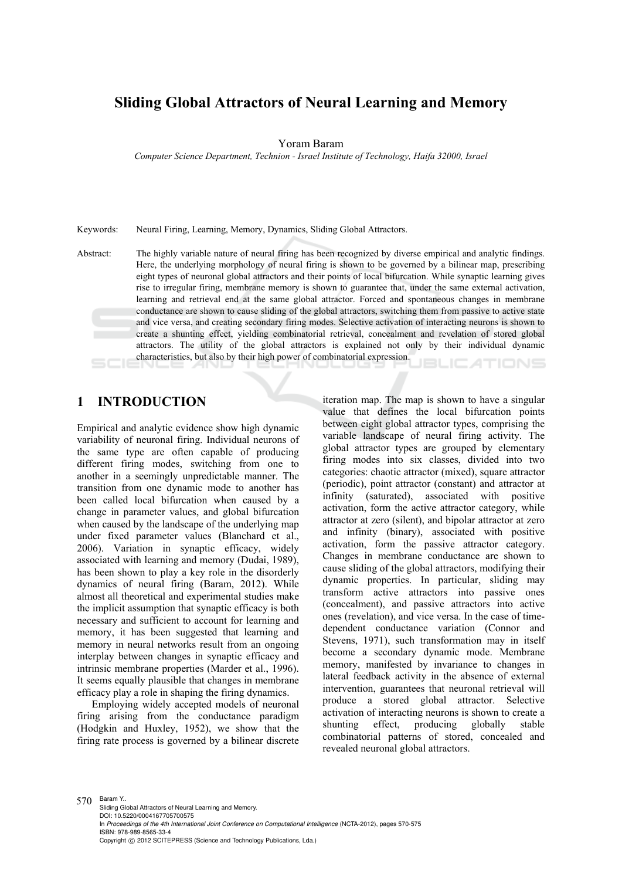# Sliding Global Attractors of Neural Learning and Memory

Yoram Baram

*Computer Science Department, Technion - Israel Institute of Technology, Haifa 32000, Israel*

Keywords: Neural Firing, Learning, Memory, Dynamics, Sliding Global Attractors.

Abstract: The highly variable nature of neural firing has been recognized by diverse empirical and analytic findings. Here, the underlying morphology of neural firing is shown to be governed by a bilinear map, prescribing eight types of neuronal global attractors and their points of local bifurcation. While synaptic learning gives rise to irregular firing, membrane memory is shown to guarantee that, under the same external activation, learning and retrieval end at the same global attractor. Forced and spontaneous changes in membrane conductance are shown to cause sliding of the global attractors, switching them from passive to active state and vice versa, and creating secondary firing modes. Selective activation of interacting neurons is shown to create a shunting effect, yielding combinatorial retrieval, concealment and revelation of stored global attractors. The utility of the global attractors is explained not only by their individual dynamic characteristics, but also by their high power of combinatorial expression.

## 1 INTRODUCTION

Empirical and analytic evidence show high dynamic variability of neuronal firing. Individual neurons of the same type are often capable of producing different firing modes, switching from one to another in a seemingly unpredictable manner. The transition from one dynamic mode to another has been called local bifurcation when caused by a change in parameter values, and global bifurcation when caused by the landscape of the underlying map under fixed parameter values (Blanchard et al., 2006). Variation in synaptic efficacy, widely associated with learning and memory (Dudai, 1989), has been shown to play a key role in the disorderly dynamics of neural firing (Baram, 2012). While almost all theoretical and experimental studies make the implicit assumption that synaptic efficacy is both necessary and sufficient to account for learning and memory, it has been suggested that learning and memory in neural networks result from an ongoing interplay between changes in synaptic efficacy and intrinsic membrane properties (Marder et al., 1996). It seems equally plausible that changes in membrane efficacy play a role in shaping the firing dynamics.

Employing widely accepted models of neuronal firing arising from the conductance paradigm (Hodgkin and Huxley, 1952), we show that the firing rate process is governed by a bilinear discrete iteration map. The map is shown to have a singular value that defines the local bifurcation points between eight global attractor types, comprising the variable landscape of neural firing activity. The global attractor types are grouped by elementary firing modes into six classes, divided into two categories: chaotic attractor (mixed), square attractor (periodic), point attractor (constant) and attractor at infinity (saturated), associated with positive activation, form the active attractor category, while attractor at zero (silent), and bipolar attractor at zero and infinity (binary), associated with positive activation, form the passive attractor category. Changes in membrane conductance are shown to cause sliding of the global attractors, modifying their dynamic properties. In particular, sliding may transform active attractors into passive ones (concealment), and passive attractors into active ones (revelation), and vice versa. In the case of time-dependent conductance variation (Connor and Stevens, 1971), such transformation may in itself become a secondary dynamic mode. Membrane memory, manifested by invariance to changes in lateral feedback activity in the absence of external intervention, guarantees that neuronal retrieval will produce a stored global attractor. Selective activation of interacting neurons is shown to create a shunting effect, producing globally stable combinatorial patterns of stored, concealed and revealed neuronal global attractors.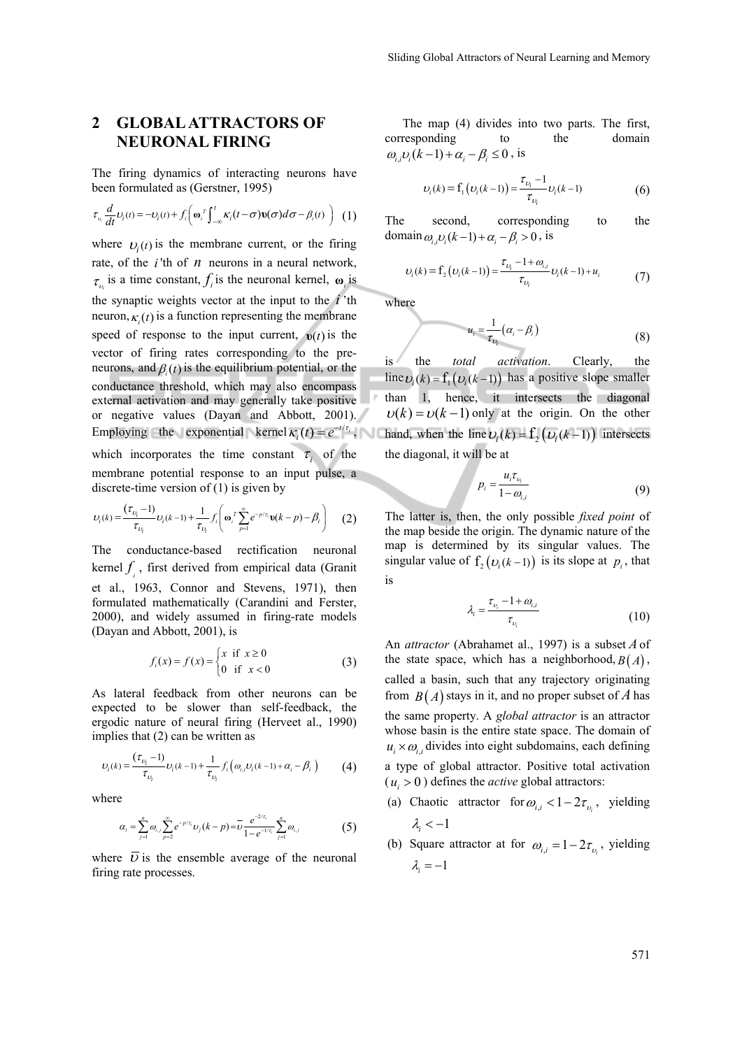## 2 GLOBAL ATTRACTORS OF NEURONAL FIRING

The firing dynamics of interacting neurons have been formulated as (Gerstner, 1995)

$$\tau_{\upsilon_i}\frac{d}{dt}\upsilon_i(t) = -\upsilon_i(t) + f_i\left(\boldsymbol{\omega}_i^T\int_{-\infty}^{t}\kappa_i(t-\sigma)\boldsymbol{\upsilon}(\sigma)d\sigma - \beta_i(t)\right) \quad (1)$$

where $\upsilon_i(t)$ is the membrane current, or the firing rate, of the $i$'th of $n$ neurons in a neural network, $\tau_{\upsilon_i}$ is a time constant, $f_i$ is the neuronal kernel, $\boldsymbol{\omega}_i$ is the synaptic weights vector at the input to the $i$'th neuron, $\kappa_i(t)$ is a function representing the membrane speed of response to the input current, $\boldsymbol{\upsilon}(t)$ is the vector of firing rates corresponding to the pre-neurons, and $\beta_i(t)$ is the equilibrium potential, or the conductance threshold, which may also encompass external activation and may generally take positive or negative values (Dayan and Abbott, 2001). Employing the exponential kernel $\kappa_i(t) = e^{-t/\tau_i}$, which incorporates the time constant $\tau_i$ of the membrane potential response to an input pulse, a discrete-time version of (1) is given by

$$\upsilon_i(k) = \frac{(\tau_{\upsilon_i}-1)}{\tau_{\upsilon_i}}\upsilon_i(k-1) + \frac{1}{\tau_{\upsilon_i}}f_i\left(\boldsymbol{\omega}_i^T\sum_{p=1}^{\infty}e^{-p/\tau_i}\boldsymbol{\upsilon}(k-p) - \beta_i\right) \quad (2)$$

The conductance-based rectification neuronal kernel $f_i$, first derived from empirical data (Granit et al., 1963, Connor and Stevens, 1971), then formulated mathematically (Carandini and Ferster, 2000), and widely assumed in firing-rate models (Dayan and Abbott, 2001), is

$$f_i(x) = f(x) = \begin{cases} x & \text{if } x \geq 0 \\ 0 & \text{if } x < 0 \end{cases} \quad (3)$$

As lateral feedback from other neurons can be expected to be slower than self-feedback, the ergodic nature of neural firing (Herveet al., 1990) implies that (2) can be written as

$$\upsilon_i(k) = \frac{(\tau_{\upsilon_i}-1)}{\tau_{\upsilon_i}}\upsilon_i(k-1) + \frac{1}{\tau_{\upsilon_i}}f_i\left(\omega_{i,i}\upsilon_i(k-1) + \alpha_i - \beta_i\right) \quad (4)$$

where

$$\alpha_i = \sum_{j=1}^{n}\omega_{i,j}\sum_{p=2}^{\infty}e^{-p/\tau_i}\upsilon_j(k-p) = \bar{\upsilon}\frac{e^{-2/\tau_i}}{1-e^{-1/\tau_i}}\sum_{j=1}^{n}\omega_{i,j} \quad (5)$$

where $\bar{\upsilon}$ is the ensemble average of the neuronal firing rate processes.

The map (4) divides into two parts. The first, corresponding to the domain $\omega_{i,i}\upsilon_i(k-1) + \alpha_i - \beta_i \leq 0$, is

$$\upsilon_i(k) = \mathrm{f}_1\left(\upsilon_i(k-1)\right) = \frac{\tau_{\upsilon_i}-1}{\tau_{\upsilon_i}}\upsilon_i(k-1) \quad (6)$$

The second, corresponding to the domain $\omega_{i,i}\upsilon_i(k-1) + \alpha_i - \beta_i > 0$, is

$$\upsilon_i(k) = \mathrm{f}_2\left(\upsilon_i(k-1)\right) = \frac{\tau_{\upsilon_i}-1+\omega_{i,i}}{\tau_{\upsilon_i}}\upsilon_i(k-1) + u_i \quad (7)$$

where

$$u_i = \frac{1}{\tau_{\upsilon_i}}\left(\alpha_i - \beta_i\right) \quad (8)$$

is the *total activation*. Clearly, the line $\upsilon_i(k) = \mathrm{f}_1\left(\upsilon_i(k-1)\right)$ has a positive slope smaller than 1, hence, it intersects the diagonal $\upsilon(k) = \upsilon(k-1)$ only at the origin. On the other hand, when the line $\upsilon_i(k) = \mathrm{f}_2\left(\upsilon_i(k-1)\right)$ intersects the diagonal, it will be at

$$p_i = \frac{u_i\tau_{\upsilon_i}}{1-\omega_{i,i}} \quad (9)$$

The latter is, then, the only possible *fixed point* of the map beside the origin. The dynamic nature of the map is determined by its singular values. The singular value of $\mathrm{f}_2\left(\upsilon_i(k-1)\right)$ is its slope at $p_i$, that is

$$\lambda_i = \frac{\tau_{\upsilon_i}-1+\omega_{i,i}}{\tau_{\upsilon_i}} \quad (10)$$

An *attractor* (Abrahamet al., 1997) is a subset $A$ of the state space, which has a neighborhood, $B(A)$, called a basin, such that any trajectory originating from $B(A)$ stays in it, and no proper subset of $A$ has the same property. A *global attractor* is an attractor whose basin is the entire state space. The domain of $u_i \times \omega_{i,i}$ divides into eight subdomains, each defining a type of global attractor. Positive total activation ($u_i > 0$) defines the *active* global attractors:

(a) Chaotic attractor for $\omega_{i,i} < 1 - 2\tau_{\upsilon_i}$, yielding $\lambda_i < -1$

(b) Square attractor at for $\omega_{i,i} = 1 - 2\tau_{\upsilon_i}$, yielding $\lambda_i = -1$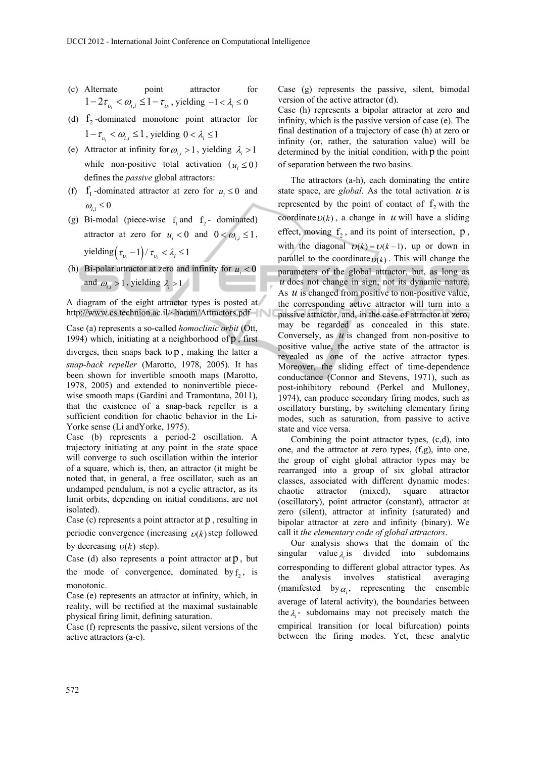(c) Alternate point attractor for $1-2\tau_{\upsilon_i} < \omega_{i,i} \leq 1-\tau_{\upsilon_i}$, yielding $-1 < \lambda_i \leq 0$

(d) $\mathrm{f}_2$-dominated monotone point attractor for $1-\tau_{\upsilon_i} < \omega_{i,i} \leq 1$, yielding $0 < \lambda_i \leq 1$

(e) Attractor at infinity for $\omega_{i,i} > 1$, yielding $\lambda_i > 1$ while non-positive total activation ($u_i \leq 0$) defines the *passive* global attractors:

(f) $\mathrm{f}_1$-dominated attractor at zero for $u_i \leq 0$ and $\omega_{i,i} \leq 0$

(g) Bi-modal (piece-wise $\mathrm{f}_1$ and $\mathrm{f}_2$- dominated) attractor at zero for $u_i < 0$ and $0 < \omega_{i,i} \leq 1$, yielding $\left(\tau_{\upsilon_i} - 1\right)/\tau_{\upsilon_i} < \lambda_i \leq 1$

(h) Bi-polar attractor at zero and infinity for $u_i < 0$ and $\omega_{i,i} > 1$, yielding $\lambda_i > 1$

A diagram of the eight attractor types is posted at http://www.cs.technion.ac.il/~baram/Attractors.pdf

Case (a) represents a so-called *homoclinic orbit* (Ott, 1994) which, initiating at a neighborhood of $\mathrm{p}$, first diverges, then snaps back to $\mathrm{p}$, making the latter a *snap-back repeller* (Marotto, 1978, 2005). It has been shown for invertible smooth maps (Marotto, 1978, 2005) and extended to noninvertible piece-wise smooth maps (Gardini and Tramontana, 2011), that the existence of a snap-back repeller is a sufficient condition for chaotic behavior in the Li-Yorke sense (Li andYorke, 1975).

Case (b) represents a period-2 oscillation. A trajectory initiating at any point in the state space will converge to such oscillation within the interior of a square, which is, then, an attractor (it might be noted that, in general, a free oscillator, such as an undamped pendulum, is not a cyclic attractor, as its limit orbits, depending on initial conditions, are not isolated).

Case (c) represents a point attractor at $\mathrm{p}$, resulting in periodic convergence (increasing $\upsilon(k)$ step followed by decreasing $\upsilon(k)$ step).

Case (d) also represents a point attractor at $\mathrm{p}$, but the mode of convergence, dominated by $\mathrm{f}_2$, is monotonic.

Case (e) represents an attractor at infinity, which, in reality, will be rectified at the maximal sustainable physical firing limit, defining saturation.

Case (f) represents the passive, silent versions of the active attractors (a-c).

Case (g) represents the passive, silent, bimodal version of the active attractor (d).

Case (h) represents a bipolar attractor at zero and infinity, which is the passive version of case (e). The final destination of a trajectory of case (h) at zero or infinity (or, rather, the saturation value) will be determined by the initial condition, with $\mathrm{p}$ the point of separation between the two basins.

The attractors (a-h), each dominating the entire state space, are *global*. As the total activation $u$ is represented by the point of contact of $\mathrm{f}_2$ with the coordinate $\upsilon(k)$, a change in $u$ will have a sliding effect, moving $\mathrm{f}_2$, and its point of intersection, $\mathrm{p}$, with the diagonal $\upsilon(k) = \upsilon(k-1)$, up or down in parallel to the coordinate $\upsilon(k)$. This will change the parameters of the global attractor, but, as long as $u$ does not change in sign, not its dynamic nature. As $u$ is changed from positive to non-positive value, the corresponding active attractor will turn into a passive attractor, and, in the case of attractor at zero, may be regarded as concealed in this state. Conversely, as $u$ is changed from non-positive to positive value, the active state of the attractor is revealed as one of the active attractor types. Moreover, the sliding effect of time-dependence conductance (Connor and Stevens, 1971), such as post-inhibitory rebound (Perkel and Mulloney, 1974), can produce secondary firing modes, such as oscillatory bursting, by switching elementary firing modes, such as saturation, from passive to active state and vice versa.

Combining the point attractor types, (c,d), into one, and the attractor at zero types, (f,g), into one, the group of eight global attractor types may be rearranged into a group of six global attractor classes, associated with different dynamic modes: chaotic attractor (mixed), square attractor (oscillatory), point attractor (constant), attractor at zero (silent), attractor at infinity (saturated) and bipolar attractor at zero and infinity (binary). We call it *the elementary code of global attractors*.

Our analysis shows that the domain of the singular value $\lambda_i$ is divided into subdomains corresponding to different global attractor types. As the analysis involves statistical averaging (manifested by $\alpha_i$, representing the ensemble average of lateral activity), the boundaries between the $\lambda_i$- subdomains may not precisely match the empirical transition (or local bifurcation) points between the firing modes. Yet, these analytic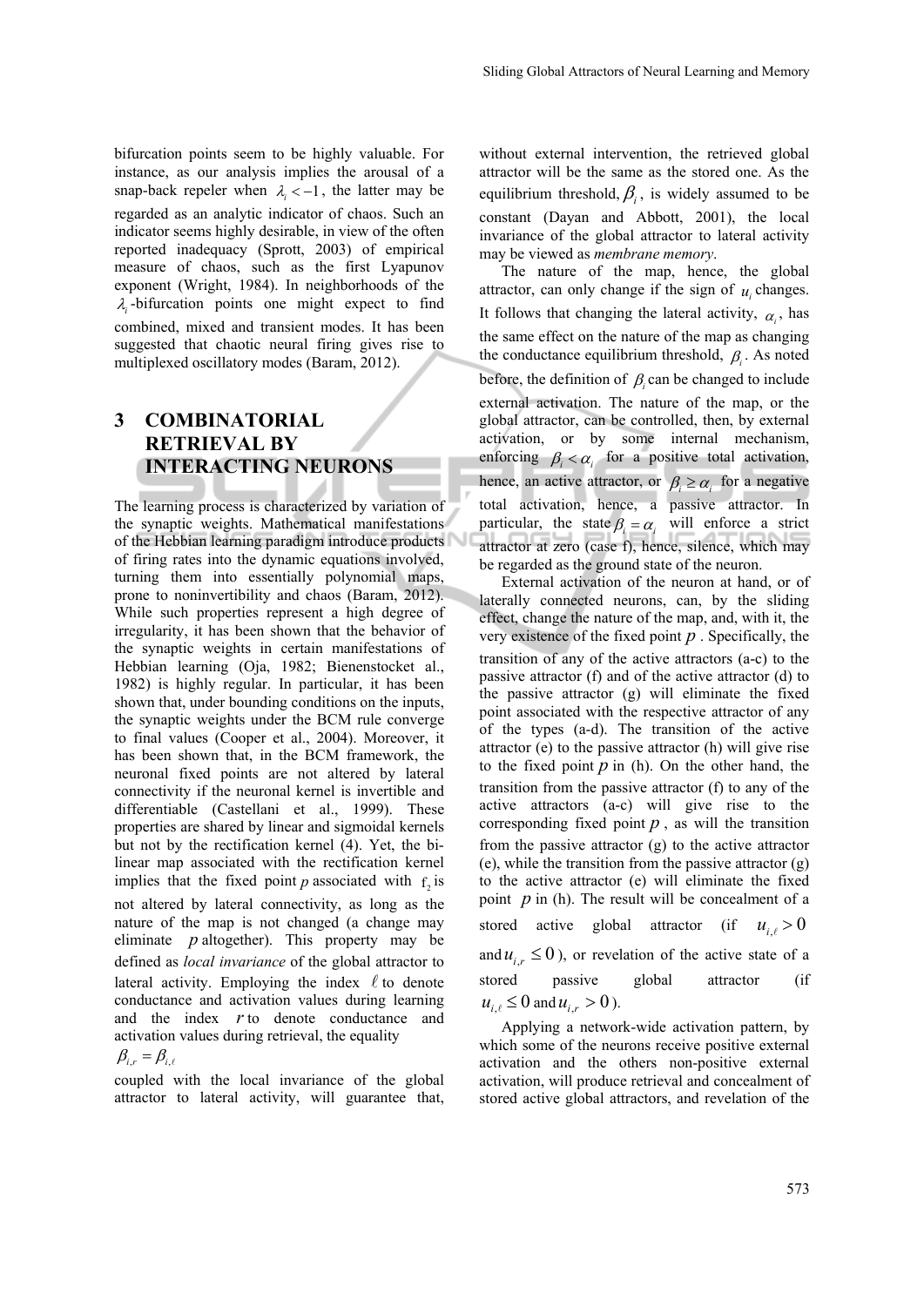bifurcation points seem to be highly valuable. For instance, as our analysis implies the arousal of a snap-back repeler when $\lambda_i < -1$, the latter may be regarded as an analytic indicator of chaos. Such an indicator seems highly desirable, in view of the often reported inadequacy (Sprott, 2003) of empirical measure of chaos, such as the first Lyapunov exponent (Wright, 1984). In neighborhoods of the $\lambda_i$-bifurcation points one might expect to find combined, mixed and transient modes. It has been suggested that chaotic neural firing gives rise to multiplexed oscillatory modes (Baram, 2012).

# 3 COMBINATORIAL RETRIEVAL BY INTERACTING NEURONS

The learning process is characterized by variation of the synaptic weights. Mathematical manifestations of the Hebbian learning paradigm introduce products of firing rates into the dynamic equations involved, turning them into essentially polynomial maps, prone to noninvertibility and chaos (Baram, 2012). While such properties represent a high degree of irregularity, it has been shown that the behavior of the synaptic weights in certain manifestations of Hebbian learning (Oja, 1982; Bienenstocket al., 1982) is highly regular. In particular, it has been shown that, under bounding conditions on the inputs, the synaptic weights under the BCM rule converge to final values (Cooper et al., 2004). Moreover, it has been shown that, in the BCM framework, the neuronal fixed points are not altered by lateral connectivity if the neuronal kernel is invertible and differentiable (Castellani et al., 1999). These properties are shared by linear and sigmoidal kernels but not by the rectification kernel (4). Yet, the bi-linear map associated with the rectification kernel implies that the fixed point $p$ associated with $f_2$ is not altered by lateral connectivity, as long as the nature of the map is not changed (a change may eliminate $p$ altogether). This property may be defined as *local invariance* of the global attractor to lateral activity. Employing the index $\ell$ to denote conductance and activation values during learning and the index $r$ to denote conductance and activation values during retrieval, the equality

$$\beta_{i,r} = \beta_{i,\ell}$$

coupled with the local invariance of the global attractor to lateral activity, will guarantee that, without external intervention, the retrieved global attractor will be the same as the stored one. As the equilibrium threshold, $\beta_i$, is widely assumed to be constant (Dayan and Abbott, 2001), the local invariance of the global attractor to lateral activity may be viewed as *membrane memory*.

The nature of the map, hence, the global attractor, can only change if the sign of $u_i$ changes. It follows that changing the lateral activity, $\alpha_i$, has the same effect on the nature of the map as changing the conductance equilibrium threshold, $\beta_i$. As noted before, the definition of $\beta_i$ can be changed to include external activation. The nature of the map, or the global attractor, can be controlled, then, by external activation, or by some internal mechanism, enforcing $\beta_i < \alpha_i$ for a positive total activation, hence, an active attractor, or $\beta_i \geq \alpha_i$ for a negative total activation, hence, a passive attractor. In particular, the state $\beta_i = \alpha_i$ will enforce a strict attractor at zero (case f), hence, silence, which may be regarded as the ground state of the neuron.

External activation of the neuron at hand, or of laterally connected neurons, can, by the sliding effect, change the nature of the map, and, with it, the very existence of the fixed point $p$. Specifically, the transition of any of the active attractors (a-c) to the passive attractor (f) and of the active attractor (d) to the passive attractor (g) will eliminate the fixed point associated with the respective attractor of any of the types (a-d). The transition of the active attractor (e) to the passive attractor (h) will give rise to the fixed point $p$ in (h). On the other hand, the transition from the passive attractor (f) to any of the active attractors (a-c) will give rise to the corresponding fixed point $p$, as will the transition from the passive attractor (g) to the active attractor (e), while the transition from the passive attractor (g) to the active attractor (e) will eliminate the fixed point $p$ in (h). The result will be concealment of a stored active global attractor (if $u_{i,\ell} > 0$ and $u_{i,r} \leq 0$), or revelation of the active state of a stored passive global attractor (if $u_{i,\ell} \leq 0$ and $u_{i,r} > 0$).

Applying a network-wide activation pattern, by which some of the neurons receive positive external activation and the others non-positive external activation, will produce retrieval and concealment of stored active global attractors, and revelation of the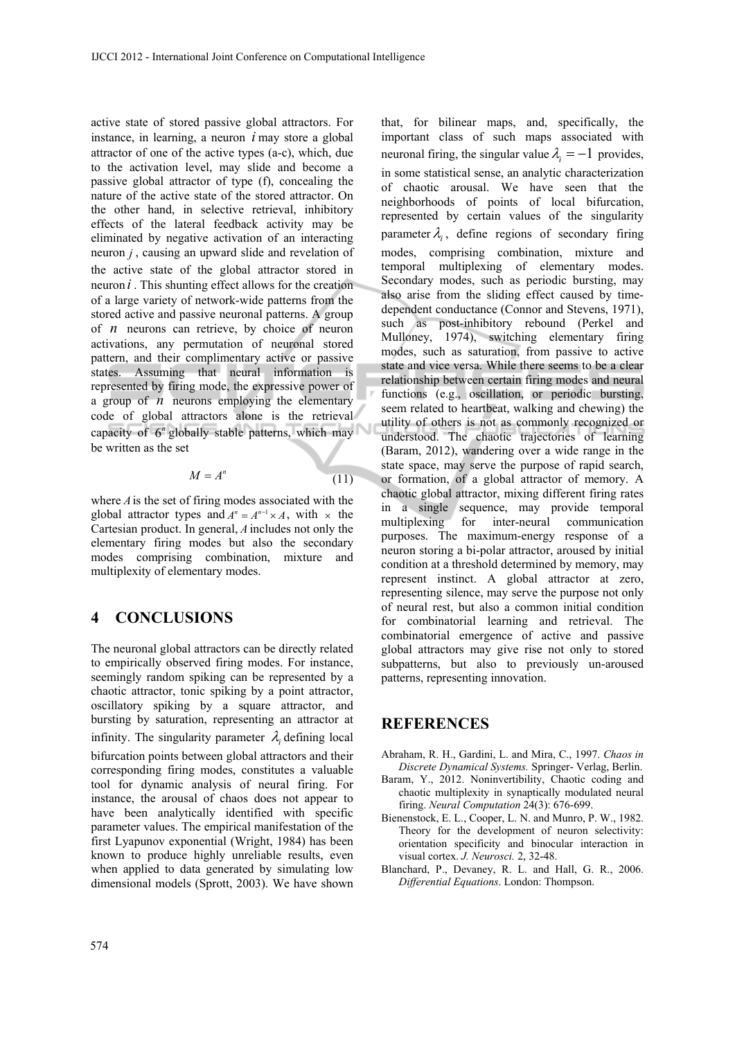active state of stored passive global attractors. For instance, in learning, a neuron $i$ may store a global attractor of one of the active types (a-c), which, due to the activation level, may slide and become a passive global attractor of type (f), concealing the nature of the active state of the stored attractor. On the other hand, in selective retrieval, inhibitory effects of the lateral feedback activity may be eliminated by negative activation of an interacting neuron $j$, causing an upward slide and revelation of the active state of the global attractor stored in neuron $i$. This shunting effect allows for the creation of a large variety of network-wide patterns from the stored active and passive neuronal patterns. A group of $n$ neurons can retrieve, by choice of neuron activations, any permutation of neuronal stored pattern, and their complimentary active or passive states. Assuming that neural information is represented by firing mode, the expressive power of a group of $n$ neurons employing the elementary code of global attractors alone is the retrieval capacity of $6^n$ globally stable patterns, which may be written as the set

$$M = A^n \tag{11}$$

where $A$ is the set of firing modes associated with the global attractor types and $A^n = A^{n-1} \times A$, with $\times$ the Cartesian product. In general, $A$ includes not only the elementary firing modes but also the secondary modes comprising combination, mixture and multiplexity of elementary modes.

## 4 CONCLUSIONS

The neuronal global attractors can be directly related to empirically observed firing modes. For instance, seemingly random spiking can be represented by a chaotic attractor, tonic spiking by a point attractor, oscillatory spiking by a square attractor, and bursting by saturation, representing an attractor at infinity. The singularity parameter $\lambda_i$ defining local bifurcation points between global attractors and their corresponding firing modes, constitutes a valuable tool for dynamic analysis of neural firing. For instance, the arousal of chaos does not appear to have been analytically identified with specific parameter values. The empirical manifestation of the first Lyapunov exponential (Wright, 1984) has been known to produce highly unreliable results, even when applied to data generated by simulating low dimensional models (Sprott, 2003). We have shown that, for bilinear maps, and, specifically, the important class of such maps associated with neuronal firing, the singular value $\lambda_i = -1$ provides, in some statistical sense, an analytic characterization of chaotic arousal. We have seen that the neighborhoods of points of local bifurcation, represented by certain values of the singularity parameter $\lambda_i$, define regions of secondary firing modes, comprising combination, mixture and temporal multiplexing of elementary modes. Secondary modes, such as periodic bursting, may also arise from the sliding effect caused by time-dependent conductance (Connor and Stevens, 1971), such as post-inhibitory rebound (Perkel and Mulloney, 1974), switching elementary firing modes, such as saturation, from passive to active state and vice versa. While there seems to be a clear relationship between certain firing modes and neural functions (e.g., oscillation, or periodic bursting, seem related to heartbeat, walking and chewing) the utility of others is not as commonly recognized or understood. The chaotic trajectories of learning (Baram, 2012), wandering over a wide range in the state space, may serve the purpose of rapid search, or formation, of a global attractor of memory. A chaotic global attractor, mixing different firing rates in a single sequence, may provide temporal multiplexing for inter-neural communication purposes. The maximum-energy response of a neuron storing a bi-polar attractor, aroused by initial condition at a threshold determined by memory, may represent instinct. A global attractor at zero, representing silence, may serve the purpose not only of neural rest, but also a common initial condition for combinatorial learning and retrieval. The combinatorial emergence of active and passive global attractors may give rise not only to stored subpatterns, but also to previously un-aroused patterns, representing innovation.

## REFERENCES

Abraham, R. H., Gardini, L. and Mira, C., 1997. *Chaos in Discrete Dynamical Systems.* Springer- Verlag, Berlin.

Baram, Y., 2012. Noninvertibility, Chaotic coding and chaotic multiplexity in synaptically modulated neural firing. *Neural Computation* 24(3): 676-699.

Bienenstock, E. L., Cooper, L. N. and Munro, P. W., 1982. Theory for the development of neuron selectivity: orientation specificity and binocular interaction in visual cortex. *J. Neurosci.* 2, 32-48.

Blanchard, P., Devaney, R. L. and Hall, G. R., 2006. *Differential Equations*. London: Thompson.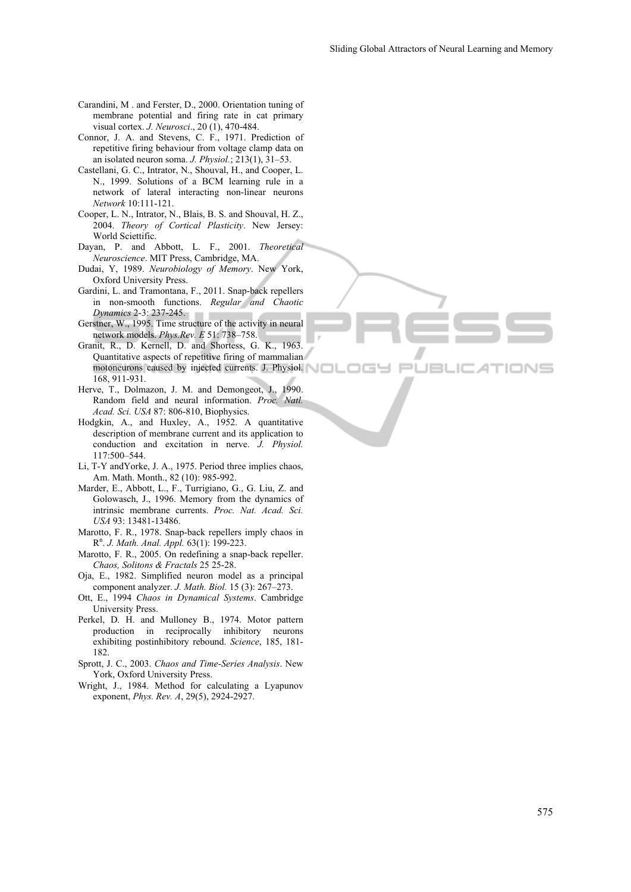Carandini, M . and Ferster, D., 2000. Orientation tuning of membrane potential and firing rate in cat primary visual cortex. *J. Neurosci*., 20 (1), 470-484.

Connor, J. A. and Stevens, C. F., 1971. Prediction of repetitive firing behaviour from voltage clamp data on an isolated neuron soma. *J. Physiol.*; 213(1), 31–53.

Castellani, G. C., Intrator, N., Shouval, H., and Cooper, L. N., 1999. Solutions of a BCM learning rule in a network of lateral interacting non-linear neurons *Network* 10:111-121.

Cooper, L. N., Intrator, N., Blais, B. S. and Shouval, H. Z., 2004. *Theory of Cortical Plasticity*. New Jersey: World Sciettific.

Dayan, P. and Abbott, L. F., 2001. *Theoretical Neuroscience*. MIT Press, Cambridge, MA.

Dudai, Y, 1989. *Neurobiology of Memory*. New York, Oxford University Press.

Gardini, L. and Tramontana, F., 2011. Snap-back repellers in non-smooth functions. *Regular and Chaotic Dynamics* 2-3: 237-245.

Gerstner, W., 1995. Time structure of the activity in neural network models. *Phys.Rev. E* 51: 738–758.

Granit, R., D. Kernell, D. and Shortess, G. K., 1963. Quantitative aspects of repetitive firing of mammalian motoneurons caused by injected currents. J. Physiol. 168, 911-931.

Herve, T., Dolmazon, J. M. and Demongeot, J., 1990. Random field and neural information. *Proc. Natl. Acad. Sci. USA* 87: 806-810, Biophysics.

Hodgkin, A., and Huxley, A., 1952. A quantitative description of membrane current and its application to conduction and excitation in nerve. *J. Physiol.* 117:500–544.

Li, T-Y andYorke, J. A., 1975. Period three implies chaos, Am. Math. Month., 82 (10): 985-992.

Marder, E., Abbott, L., F., Turrigiano, G., G. Liu, Z. and Golowasch, J., 1996. Memory from the dynamics of intrinsic membrane currents. *Proc. Nat. Acad. Sci. USA* 93: 13481-13486.

Marotto, F. R., 1978. Snap-back repellers imply chaos in $R^n$. *J. Math. Anal. Appl.* 63(1): 199-223.

Marotto, F. R., 2005. On redefining a snap-back repeller. *Chaos, Solitons & Fractals* 25 25-28.

Oja, E., 1982. Simplified neuron model as a principal component analyzer. *J. Math. Biol.* 15 (3): 267–273.

Ott, E., 1994 *Chaos in Dynamical Systems*. Cambridge University Press.

Perkel, D. H. and Mulloney B., 1974. Motor pattern production in reciprocally inhibitory neurons exhibiting postinhibitory rebound. *Science*, 185, 181-182.

Sprott, J. C., 2003. *Chaos and Time-Series Analysis*. New York, Oxford University Press.

Wright, J., 1984. Method for calculating a Lyapunov exponent, *Phys. Rev. A*, 29(5), 2924-2927.